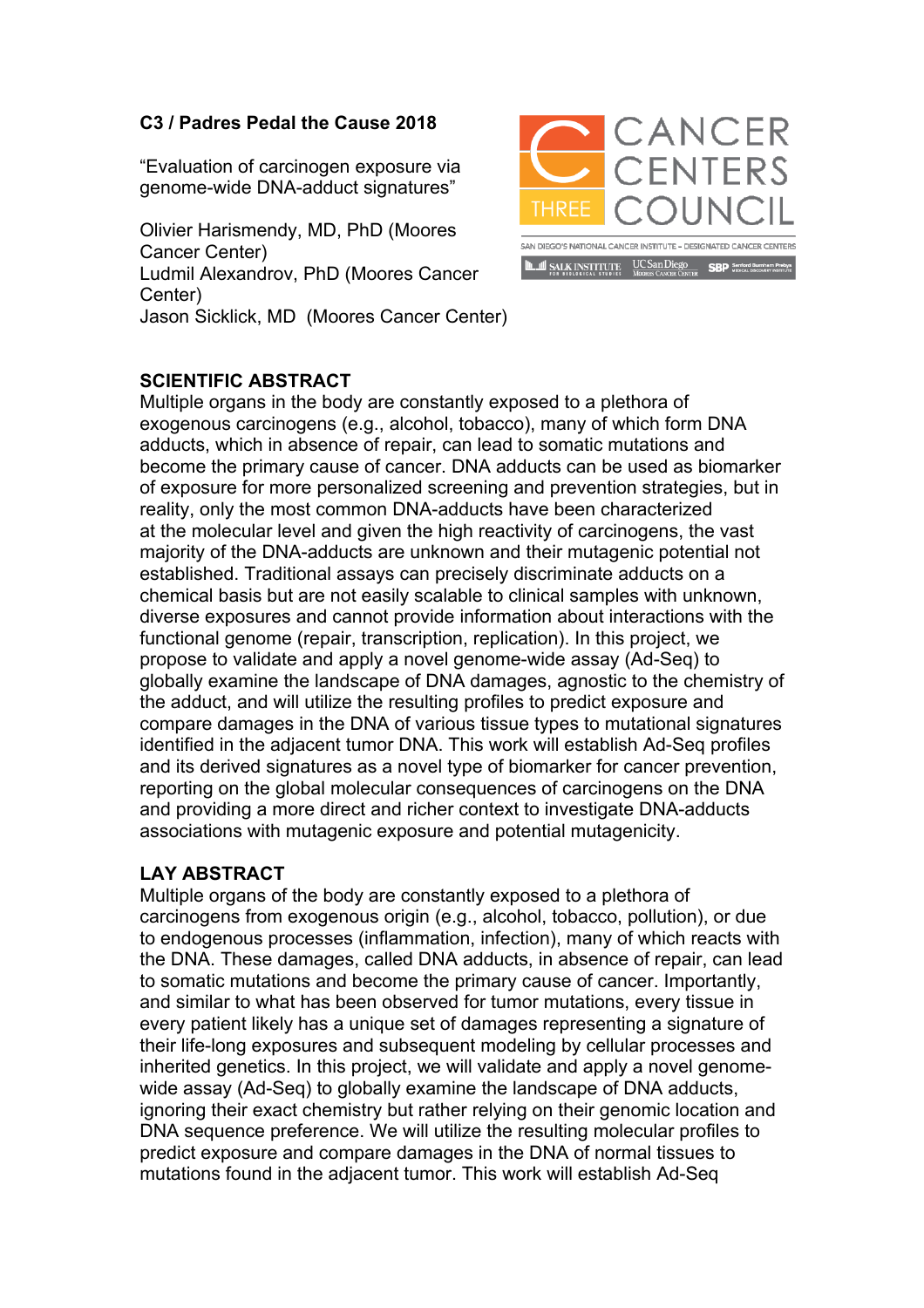**C3 / Padres Pedal the Cause 2018**

"Evaluation of carcinogen exposure via genome-wide DNA-adduct signatures"

Olivier Harismendy, MD, PhD (Moores Cancer Center)
Ludmil Alexandrov, PhD (Moores Cancer Center)
Jason Sicklick, MD (Moores Cancer Center)

CANCER CENTERS COUNCIL THREE

SAN DIEGO'S NATIONAL CANCER INSTITUTE – DESIGNATED CANCER CENTERS

SALK INSTITUTE FOR BIOLOGICAL STUDIES · UC San Diego Moores Cancer Center · SBP Sanford Burnham Prebys Medical Discovery Institute

## SCIENTIFIC ABSTRACT

Multiple organs in the body are constantly exposed to a plethora of exogenous carcinogens (e.g., alcohol, tobacco), many of which form DNA adducts, which in absence of repair, can lead to somatic mutations and become the primary cause of cancer. DNA adducts can be used as biomarker of exposure for more personalized screening and prevention strategies, but in reality, only the most common DNA-adducts have been characterized at the molecular level and given the high reactivity of carcinogens, the vast majority of the DNA-adducts are unknown and their mutagenic potential not established. Traditional assays can precisely discriminate adducts on a chemical basis but are not easily scalable to clinical samples with unknown, diverse exposures and cannot provide information about interactions with the functional genome (repair, transcription, replication). In this project, we propose to validate and apply a novel genome-wide assay (Ad-Seq) to globally examine the landscape of DNA damages, agnostic to the chemistry of the adduct, and will utilize the resulting profiles to predict exposure and compare damages in the DNA of various tissue types to mutational signatures identified in the adjacent tumor DNA. This work will establish Ad-Seq profiles and its derived signatures as a novel type of biomarker for cancer prevention, reporting on the global molecular consequences of carcinogens on the DNA and providing a more direct and richer context to investigate DNA-adducts associations with mutagenic exposure and potential mutagenicity.

## LAY ABSTRACT

Multiple organs of the body are constantly exposed to a plethora of carcinogens from exogenous origin (e.g., alcohol, tobacco, pollution), or due to endogenous processes (inflammation, infection), many of which reacts with the DNA. These damages, called DNA adducts, in absence of repair, can lead to somatic mutations and become the primary cause of cancer. Importantly, and similar to what has been observed for tumor mutations, every tissue in every patient likely has a unique set of damages representing a signature of their life-long exposures and subsequent modeling by cellular processes and inherited genetics. In this project, we will validate and apply a novel genome-wide assay (Ad-Seq) to globally examine the landscape of DNA adducts, ignoring their exact chemistry but rather relying on their genomic location and DNA sequence preference. We will utilize the resulting molecular profiles to predict exposure and compare damages in the DNA of normal tissues to mutations found in the adjacent tumor. This work will establish Ad-Seq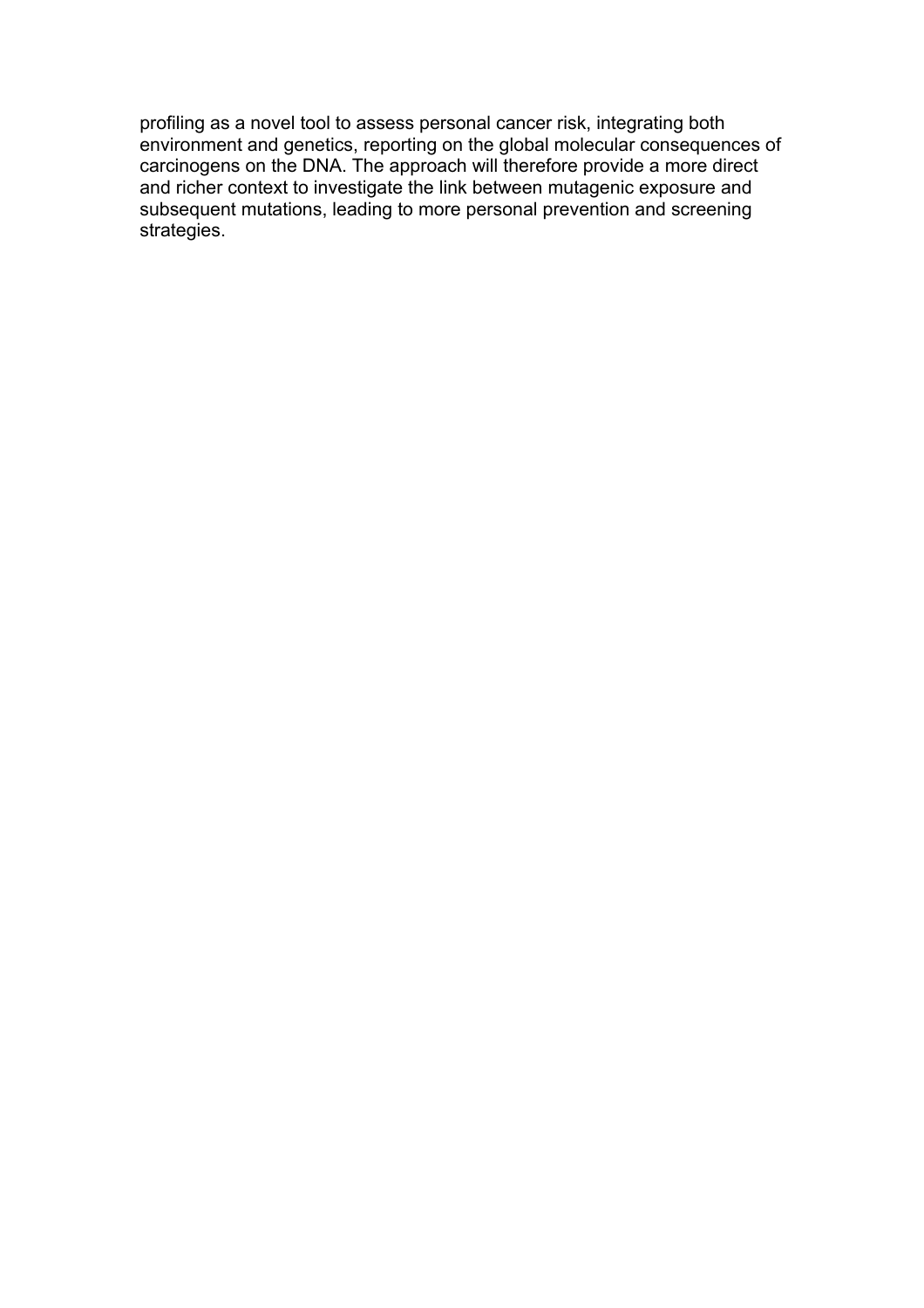profiling as a novel tool to assess personal cancer risk, integrating both environment and genetics, reporting on the global molecular consequences of carcinogens on the DNA. The approach will therefore provide a more direct and richer context to investigate the link between mutagenic exposure and subsequent mutations, leading to more personal prevention and screening strategies.